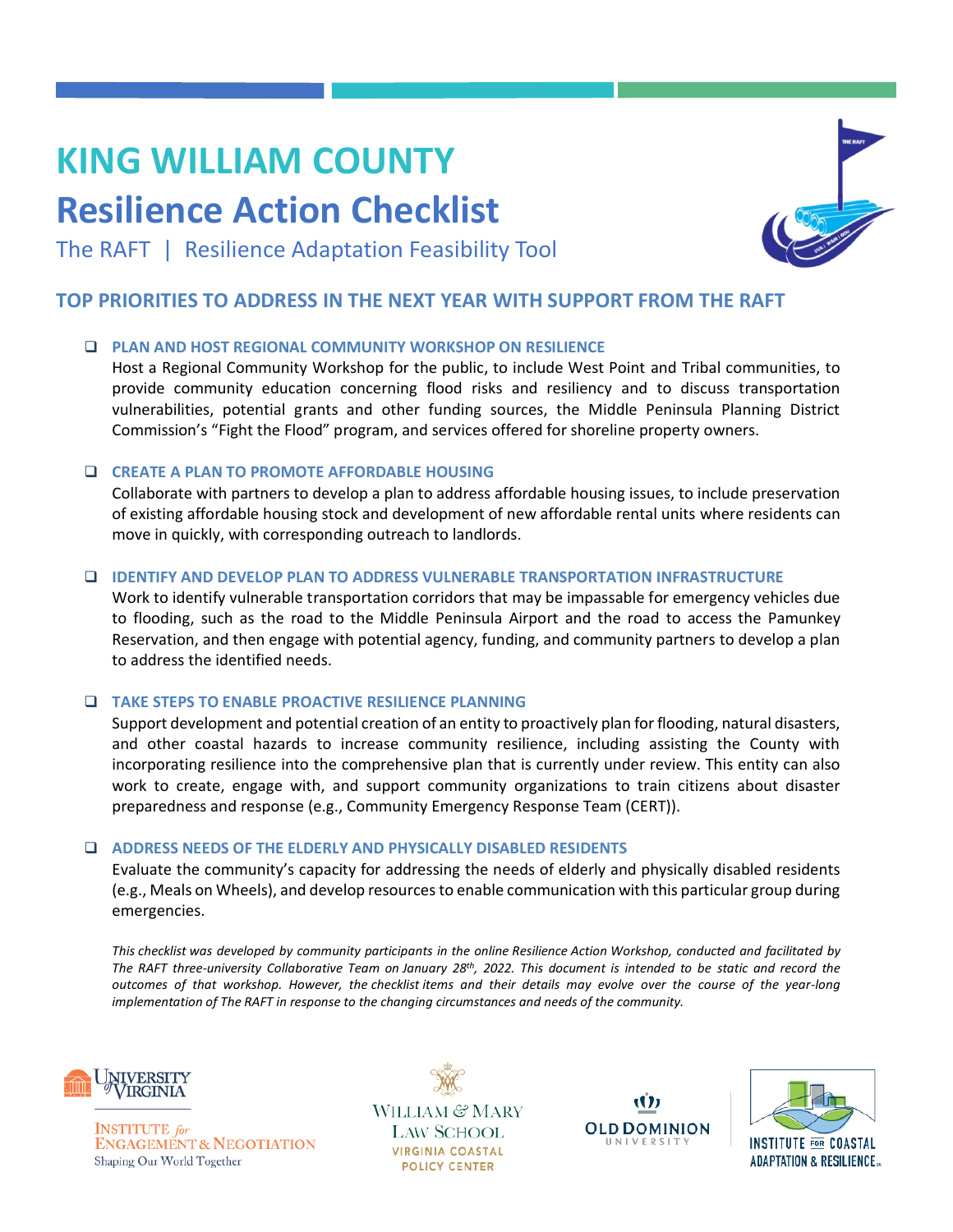# KING WILLIAM COUNTY

# Resilience Action Checklist

The RAFT | Resilience Adaptation Feasibility Tool

## TOP PRIORITIES TO ADDRESS IN THE NEXT YEAR WITH SUPPORT FROM THE RAFT

- ❑ **PLAN AND HOST REGIONAL COMMUNITY WORKSHOP ON RESILIENCE**
  Host a Regional Community Workshop for the public, to include West Point and Tribal communities, to provide community education concerning flood risks and resiliency and to discuss transportation vulnerabilities, potential grants and other funding sources, the Middle Peninsula Planning District Commission's "Fight the Flood" program, and services offered for shoreline property owners.

- ❑ **CREATE A PLAN TO PROMOTE AFFORDABLE HOUSING**
  Collaborate with partners to develop a plan to address affordable housing issues, to include preservation of existing affordable housing stock and development of new affordable rental units where residents can move in quickly, with corresponding outreach to landlords.

- ❑ **IDENTIFY AND DEVELOP PLAN TO ADDRESS VULNERABLE TRANSPORTATION INFRASTRUCTURE**
  Work to identify vulnerable transportation corridors that may be impassable for emergency vehicles due to flooding, such as the road to the Middle Peninsula Airport and the road to access the Pamunkey Reservation, and then engage with potential agency, funding, and community partners to develop a plan to address the identified needs.

- ❑ **TAKE STEPS TO ENABLE PROACTIVE RESILIENCE PLANNING**
  Support development and potential creation of an entity to proactively plan for flooding, natural disasters, and other coastal hazards to increase community resilience, including assisting the County with incorporating resilience into the comprehensive plan that is currently under review. This entity can also work to create, engage with, and support community organizations to train citizens about disaster preparedness and response (e.g., Community Emergency Response Team (CERT)).

- ❑ **ADDRESS NEEDS OF THE ELDERLY AND PHYSICALLY DISABLED RESIDENTS**
  Evaluate the community's capacity for addressing the needs of elderly and physically disabled residents (e.g., Meals on Wheels), and develop resources to enable communication with this particular group during emergencies.

*This checklist was developed by community participants in the online Resilience Action Workshop, conducted and facilitated by The RAFT three-university Collaborative Team on January 28th, 2022. This document is intended to be static and record the outcomes of that workshop. However, the checklist items and their details may evolve over the course of the year-long implementation of The RAFT in response to the changing circumstances and needs of the community.*

University of Virginia Institute for Engagement & Negotiation — Shaping Our World Together

William & Mary Law School — Virginia Coastal Policy Center

Old Dominion University

Institute for Coastal Adaptation & Resilience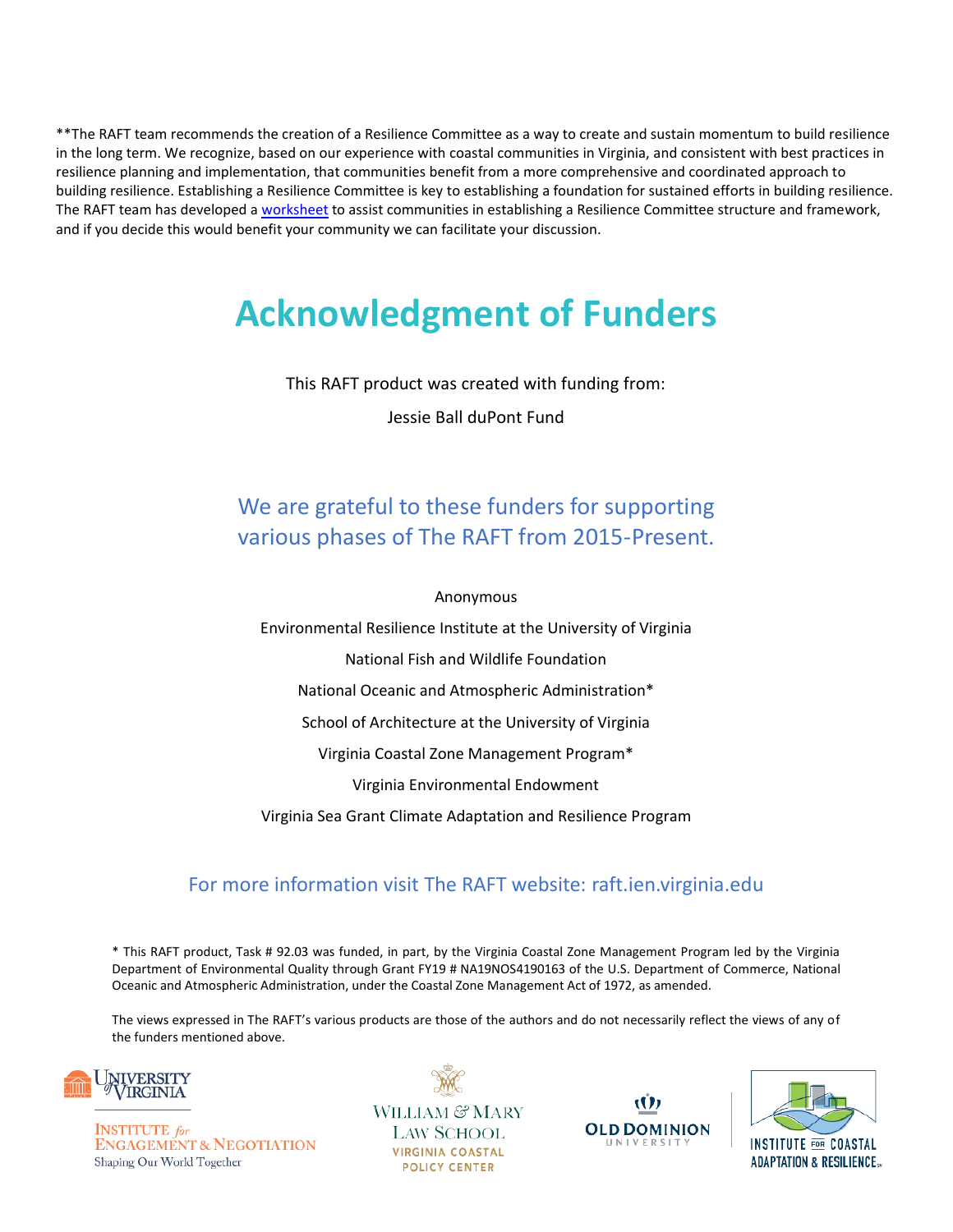**The RAFT team recommends the creation of a Resilience Committee as a way to create and sustain momentum to build resilience in the long term. We recognize, based on our experience with coastal communities in Virginia, and consistent with best practices in resilience planning and implementation, that communities benefit from a more comprehensive and coordinated approach to building resilience. Establishing a Resilience Committee is key to establishing a foundation for sustained efforts in building resilience. The RAFT team has developed a worksheet to assist communities in establishing a Resilience Committee structure and framework, and if you decide this would benefit your community we can facilitate your discussion.

# Acknowledgment of Funders

This RAFT product was created with funding from:

Jessie Ball duPont Fund

## We are grateful to these funders for supporting various phases of The RAFT from 2015-Present.

Anonymous

Environmental Resilience Institute at the University of Virginia

National Fish and Wildlife Foundation

National Oceanic and Atmospheric Administration*

School of Architecture at the University of Virginia

Virginia Coastal Zone Management Program*

Virginia Environmental Endowment

Virginia Sea Grant Climate Adaptation and Resilience Program

## For more information visit The RAFT website: raft.ien.virginia.edu

\* This RAFT product, Task # 92.03 was funded, in part, by the Virginia Coastal Zone Management Program led by the Virginia Department of Environmental Quality through Grant FY19 # NA19NOS4190163 of the U.S. Department of Commerce, National Oceanic and Atmospheric Administration, under the Coastal Zone Management Act of 1972, as amended.

The views expressed in The RAFT's various products are those of the authors and do not necessarily reflect the views of any of the funders mentioned above.

University of Virginia
Institute for Engagement & Negotiation
Shaping Our World Together

William & Mary Law School
Virginia Coastal Policy Center

Old Dominion University

Institute for Coastal Adaptation & Resilience